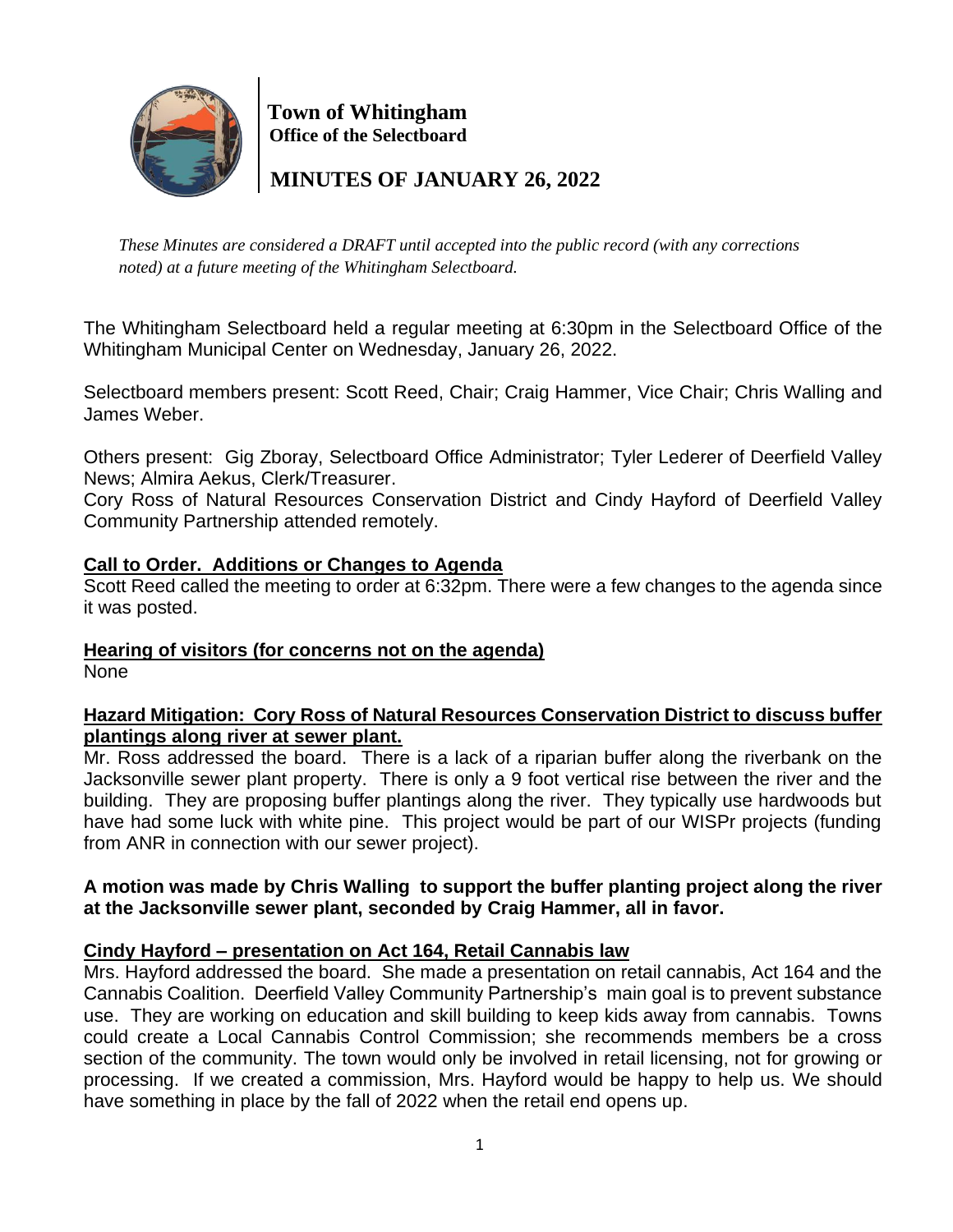# Town of Whitingham
## Office of the Selectboard

## MINUTES OF JANUARY 26, 2022

*These Minutes are considered a DRAFT until accepted into the public record (with any corrections noted) at a future meeting of the Whitingham Selectboard.*

The Whitingham Selectboard held a regular meeting at 6:30pm in the Selectboard Office of the Whitingham Municipal Center on Wednesday, January 26, 2022.

Selectboard members present: Scott Reed, Chair; Craig Hammer, Vice Chair; Chris Walling and James Weber.

Others present: Gig Zboray, Selectboard Office Administrator; Tyler Lederer of Deerfield Valley News; Almira Aekus, Clerk/Treasurer.
Cory Ross of Natural Resources Conservation District and Cindy Hayford of Deerfield Valley Community Partnership attended remotely.

**Call to Order. Additions or Changes to Agenda**

Scott Reed called the meeting to order at 6:32pm. There were a few changes to the agenda since it was posted.

**Hearing of visitors (for concerns not on the agenda)**

None

**Hazard Mitigation: Cory Ross of Natural Resources Conservation District to discuss buffer plantings along river at sewer plant.**

Mr. Ross addressed the board. There is a lack of a riparian buffer along the riverbank on the Jacksonville sewer plant property. There is only a 9 foot vertical rise between the river and the building. They are proposing buffer plantings along the river. They typically use hardwoods but have had some luck with white pine. This project would be part of our WISPr projects (funding from ANR in connection with our sewer project).

**A motion was made by Chris Walling to support the buffer planting project along the river at the Jacksonville sewer plant, seconded by Craig Hammer, all in favor.**

**Cindy Hayford – presentation on Act 164, Retail Cannabis law**

Mrs. Hayford addressed the board. She made a presentation on retail cannabis, Act 164 and the Cannabis Coalition. Deerfield Valley Community Partnership's main goal is to prevent substance use. They are working on education and skill building to keep kids away from cannabis. Towns could create a Local Cannabis Control Commission; she recommends members be a cross section of the community. The town would only be involved in retail licensing, not for growing or processing. If we created a commission, Mrs. Hayford would be happy to help us. We should have something in place by the fall of 2022 when the retail end opens up.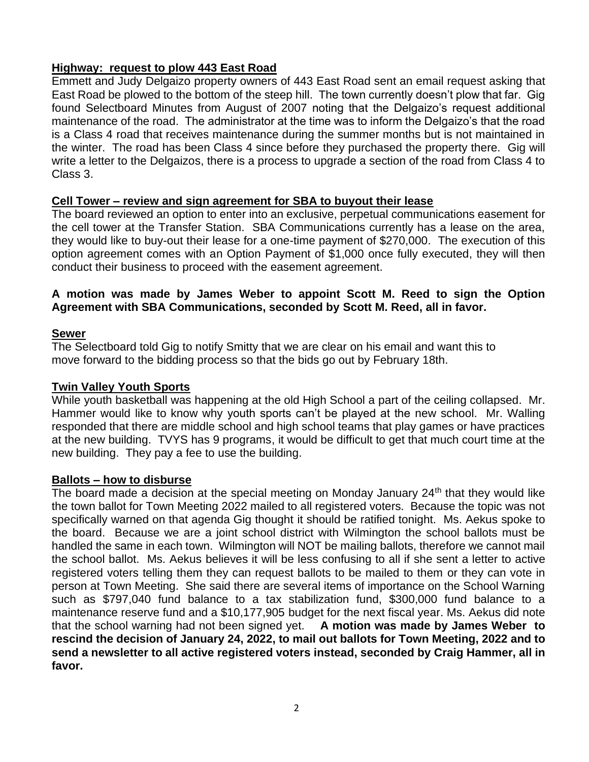**Highway: request to plow 443 East Road**

Emmett and Judy Delgaizo property owners of 443 East Road sent an email request asking that East Road be plowed to the bottom of the steep hill. The town currently doesn't plow that far. Gig found Selectboard Minutes from August of 2007 noting that the Delgaizo's request additional maintenance of the road. The administrator at the time was to inform the Delgaizo's that the road is a Class 4 road that receives maintenance during the summer months but is not maintained in the winter. The road has been Class 4 since before they purchased the property there. Gig will write a letter to the Delgaizos, there is a process to upgrade a section of the road from Class 4 to Class 3.

**Cell Tower – review and sign agreement for SBA to buyout their lease**

The board reviewed an option to enter into an exclusive, perpetual communications easement for the cell tower at the Transfer Station. SBA Communications currently has a lease on the area, they would like to buy-out their lease for a one-time payment of $270,000. The execution of this option agreement comes with an Option Payment of $1,000 once fully executed, they will then conduct their business to proceed with the easement agreement.

**A motion was made by James Weber to appoint Scott M. Reed to sign the Option Agreement with SBA Communications, seconded by Scott M. Reed, all in favor.**

**Sewer**

The Selectboard told Gig to notify Smitty that we are clear on his email and want this to move forward to the bidding process so that the bids go out by February 18th.

**Twin Valley Youth Sports**

While youth basketball was happening at the old High School a part of the ceiling collapsed. Mr. Hammer would like to know why youth sports can't be played at the new school. Mr. Walling responded that there are middle school and high school teams that play games or have practices at the new building. TVYS has 9 programs, it would be difficult to get that much court time at the new building. They pay a fee to use the building.

**Ballots – how to disburse**

The board made a decision at the special meeting on Monday January 24th that they would like the town ballot for Town Meeting 2022 mailed to all registered voters. Because the topic was not specifically warned on that agenda Gig thought it should be ratified tonight. Ms. Aekus spoke to the board. Because we are a joint school district with Wilmington the school ballots must be handled the same in each town. Wilmington will NOT be mailing ballots, therefore we cannot mail the school ballot. Ms. Aekus believes it will be less confusing to all if she sent a letter to active registered voters telling them they can request ballots to be mailed to them or they can vote in person at Town Meeting. She said there are several items of importance on the School Warning such as $797,040 fund balance to a tax stabilization fund, $300,000 fund balance to a maintenance reserve fund and a $10,177,905 budget for the next fiscal year. Ms. Aekus did note that the school warning had not been signed yet. **A motion was made by James Weber to rescind the decision of January 24, 2022, to mail out ballots for Town Meeting, 2022 and to send a newsletter to all active registered voters instead, seconded by Craig Hammer, all in favor.**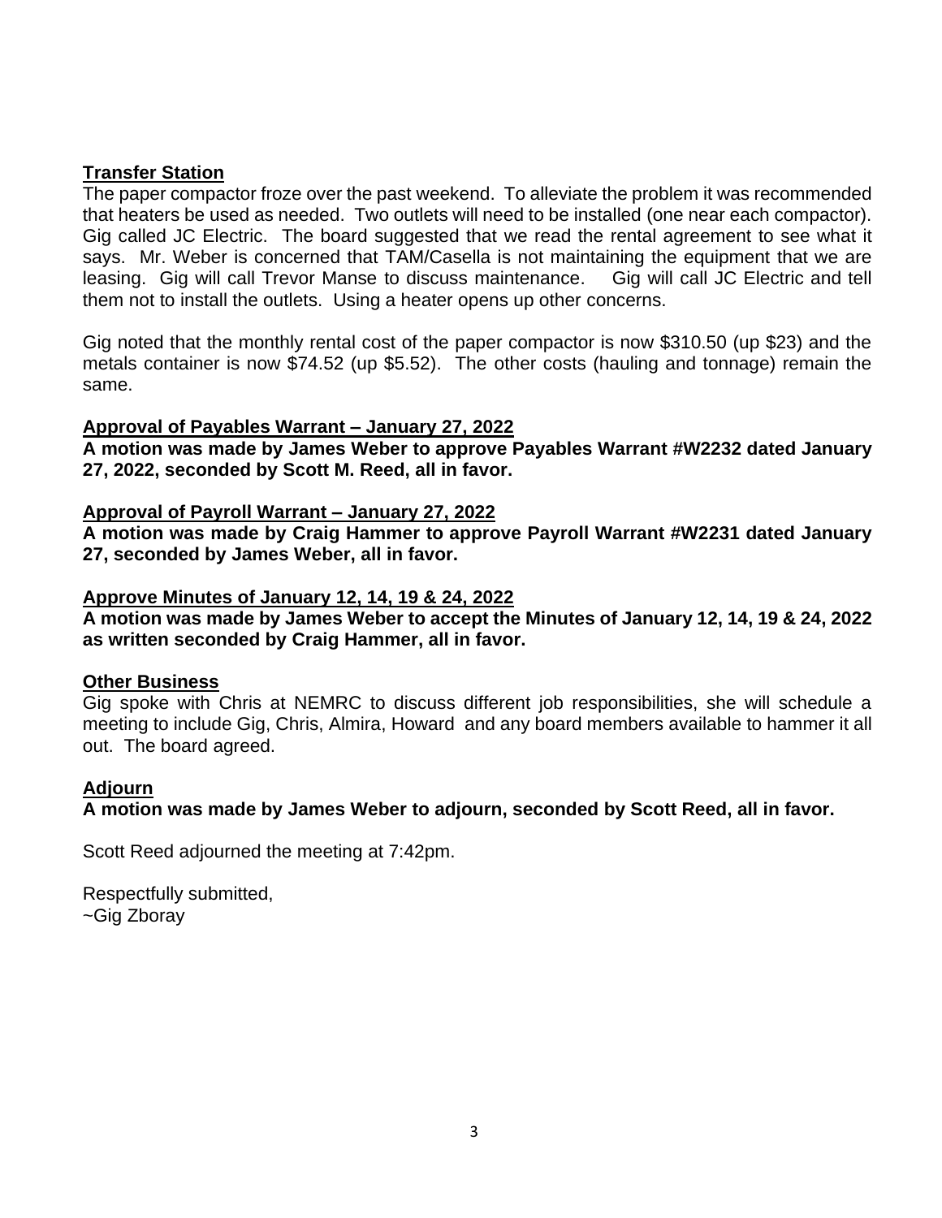**Transfer Station**

The paper compactor froze over the past weekend. To alleviate the problem it was recommended that heaters be used as needed. Two outlets will need to be installed (one near each compactor). Gig called JC Electric. The board suggested that we read the rental agreement to see what it says. Mr. Weber is concerned that TAM/Casella is not maintaining the equipment that we are leasing. Gig will call Trevor Manse to discuss maintenance. Gig will call JC Electric and tell them not to install the outlets. Using a heater opens up other concerns.

Gig noted that the monthly rental cost of the paper compactor is now $310.50 (up $23) and the metals container is now $74.52 (up $5.52). The other costs (hauling and tonnage) remain the same.

**Approval of Payables Warrant – January 27, 2022**

**A motion was made by James Weber to approve Payables Warrant #W2232 dated January 27, 2022, seconded by Scott M. Reed, all in favor.**

**Approval of Payroll Warrant – January 27, 2022**

**A motion was made by Craig Hammer to approve Payroll Warrant #W2231 dated January 27, seconded by James Weber, all in favor.**

**Approve Minutes of January 12, 14, 19 & 24, 2022**

**A motion was made by James Weber to accept the Minutes of January 12, 14, 19 & 24, 2022 as written seconded by Craig Hammer, all in favor.**

**Other Business**

Gig spoke with Chris at NEMRC to discuss different job responsibilities, she will schedule a meeting to include Gig, Chris, Almira, Howard and any board members available to hammer it all out. The board agreed.

**Adjourn**

**A motion was made by James Weber to adjourn, seconded by Scott Reed, all in favor.**

Scott Reed adjourned the meeting at 7:42pm.

Respectfully submitted,
~Gig Zboray